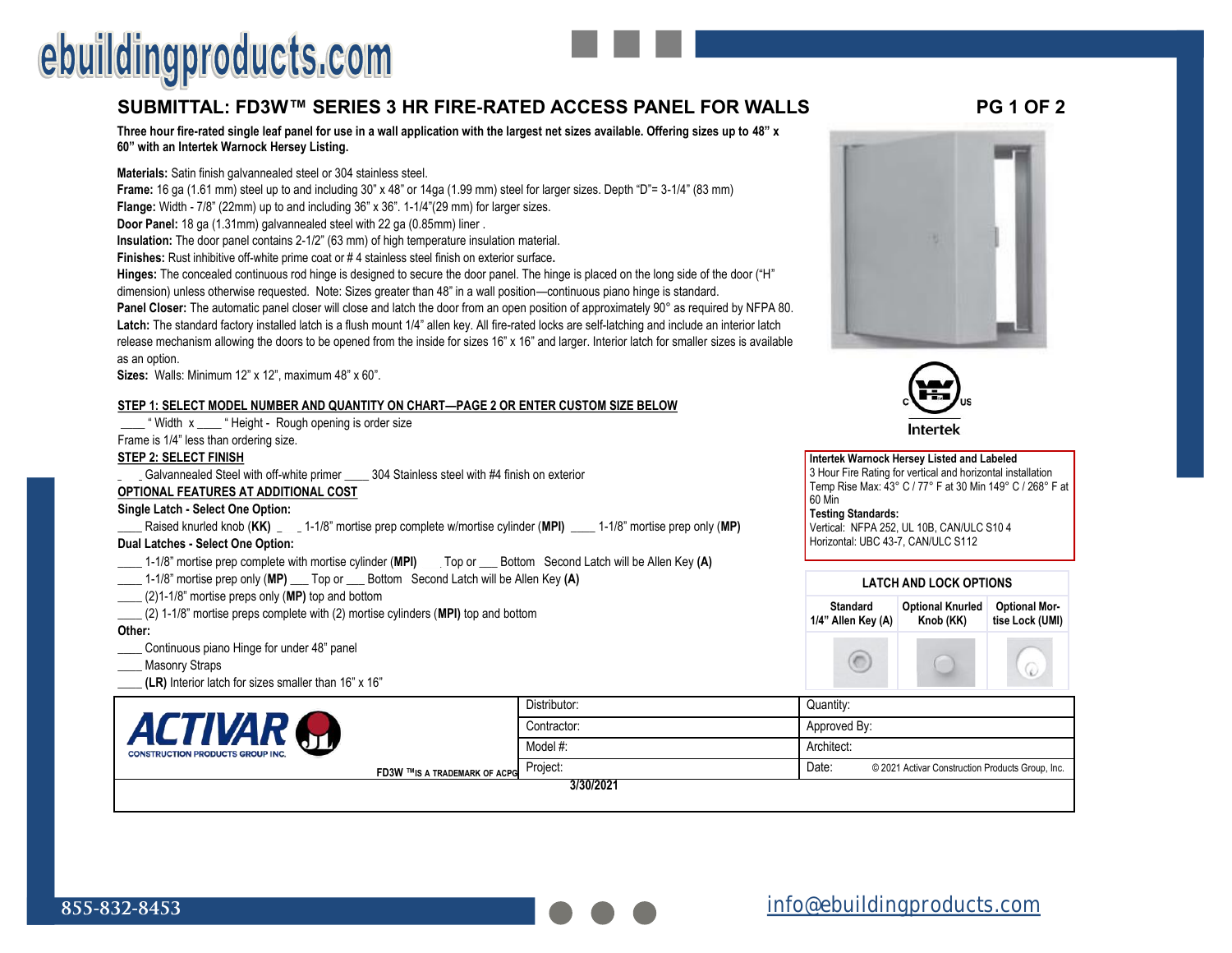# SUBMITTAL: FD3W™ SERIES 3 HR FIRE-RATED ACCESS PANEL FOR WALLS

PG 1 OF 2

**Three hour fire-rated single leaf panel for use in a wall application with the largest net sizes available. Offering sizes up to 48" x 60" with an Intertek Warnock Hersey Listing.**

**Materials:** Satin finish galvannealed steel or 304 stainless steel.
**Frame:** 16 ga (1.61 mm) steel up to and including 30" x 48" or 14ga (1.99 mm) steel for larger sizes. Depth "D"= 3-1/4" (83 mm)
**Flange:** Width - 7/8" (22mm) up to and including 36" x 36". 1-1/4"(29 mm) for larger sizes.
**Door Panel:** 18 ga (1.31mm) galvannealed steel with 22 ga (0.85mm) liner .
**Insulation:** The door panel contains 2-1/2" (63 mm) of high temperature insulation material.
**Finishes:** Rust inhibitive off-white prime coat or # 4 stainless steel finish on exterior surface**.**
**Hinges:** The concealed continuous rod hinge is designed to secure the door panel. The hinge is placed on the long side of the door ("H" dimension) unless otherwise requested. Note: Sizes greater than 48" in a wall position—continuous piano hinge is standard.
**Panel Closer:** The automatic panel closer will close and latch the door from an open position of approximately 90° as required by NFPA 80.
**Latch:** The standard factory installed latch is a flush mount 1/4" allen key. All fire-rated locks are self-latching and include an interior latch release mechanism allowing the doors to be opened from the inside for sizes 16" x 16" and larger. Interior latch for smaller sizes is available as an option.
**Sizes:** Walls: Minimum 12" x 12", maximum 48" x 60".

Intertek

**Intertek Warnock Hersey Listed and Labeled**
3 Hour Fire Rating for vertical and horizontal installation
Temp Rise Max: 43° C / 77° F at 30 Min 149° C / 268° F at 60 Min
**Testing Standards:**
Vertical: NFPA 252, UL 10B, CAN/ULC S10 4
Horizontal: UBC 43-7, CAN/ULC S112

**STEP 1: SELECT MODEL NUMBER AND QUANTITY ON CHART—PAGE 2 OR ENTER CUSTOM SIZE BELOW**

____ " Width x ____ " Height - Rough opening is order size

Frame is 1/4" less than ordering size.

**STEP 2: SELECT FINISH**

____ Galvannealed Steel with off-white primer ____ 304 Stainless steel with #4 finish on exterior

**OPTIONAL FEATURES AT ADDITIONAL COST**

**Single Latch - Select One Option:**

____ Raised knurled knob (**KK**) ____ 1-1/8" mortise prep complete w/mortise cylinder (**MPI**) ____ 1-1/8" mortise prep only (**MP**)

**Dual Latches - Select One Option:**

____ 1-1/8" mortise prep complete with mortise cylinder (**MPI**) ___ Top or ___ Bottom Second Latch will be Allen Key **(A)**
____ 1-1/8" mortise prep only (**MP**) ___ Top or ___ Bottom Second Latch will be Allen Key **(A)**
____ (2)1-1/8" mortise preps only (**MP**) top and bottom
____ (2) 1-1/8" mortise preps complete with (2) mortise cylinders (**MPI**) top and bottom

**Other:**

____ Continuous piano Hinge for under 48" panel
____ Masonry Straps
____ **(LR)** Interior latch for sizes smaller than 16" x 16"

**LATCH AND LOCK OPTIONS**

| Standard 1/4" Allen Key (A) | Optional Knurled Knob (KK) | Optional Mortise Lock (UMI) |
|---|---|---|

ACTIVAR CONSTRUCTION PRODUCTS GROUP INC.

FD3W ™IS A TRADEMARK OF ACPG

| Distributor: | Quantity: |
|---|---|
| Contractor: | Approved By: |
| Model #: | Architect: |
| Project: | Date: © 2021 Activar Construction Products Group, Inc. |

3/30/2021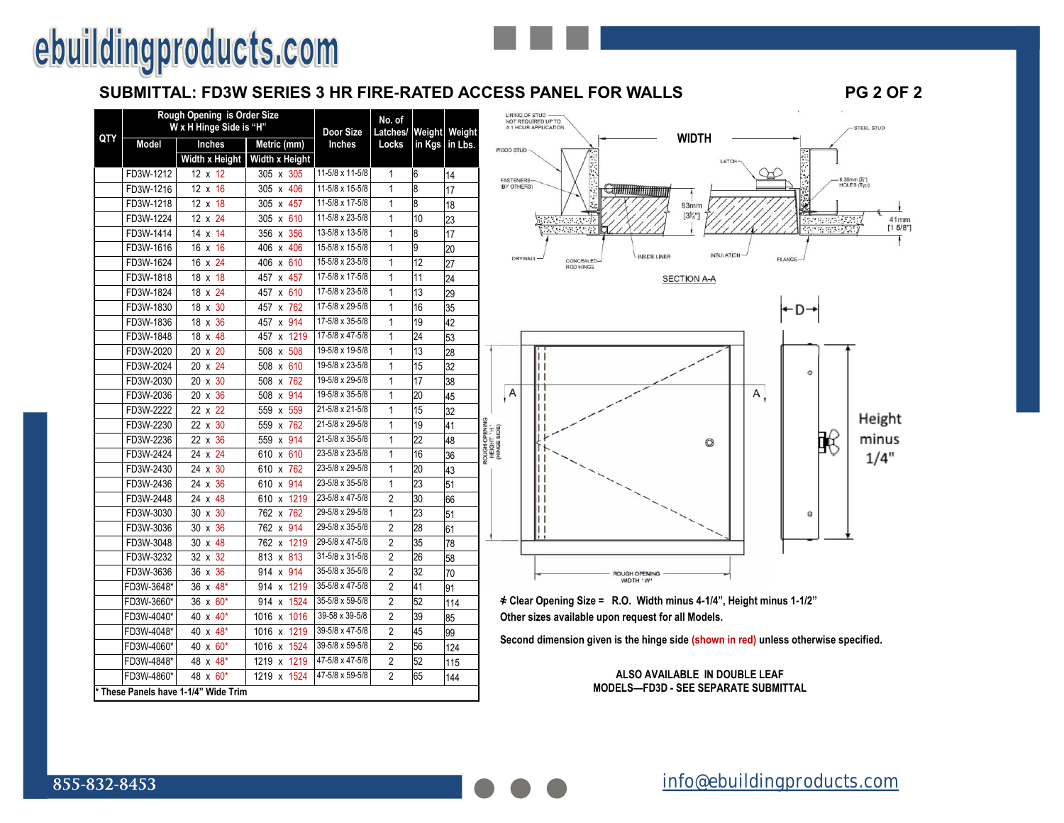## SUBMITTAL: FD3W SERIES 3 HR FIRE-RATED ACCESS PANEL FOR WALLS

| QTY | Rough Opening is Order Size W x H Hinge Side is "H" | | | Door Size Inches | No. of Latches/ Locks | Weight in Kgs | Weight in Lbs. |
|---|---|---|---|---|---|---|---|
| | Model | Inches | Metric (mm) | | | | |
| | | Width x Height | Width x Height | | | | |
| | FD3W-1212 | 12 x 12 | 305 x 305 | 11-5/8 x 11-5/8 | 1 | 6 | 14 |
| | FD3W-1216 | 12 x 16 | 305 x 406 | 11-5/8 x 15-5/8 | 1 | 8 | 17 |
| | FD3W-1218 | 12 x 18 | 305 x 457 | 11-5/8 x 17-5/8 | 1 | 8 | 18 |
| | FD3W-1224 | 12 x 24 | 305 x 610 | 11-5/8 x 23-5/8 | 1 | 10 | 23 |
| | FD3W-1414 | 14 x 14 | 356 x 356 | 13-5/8 x 13-5/8 | 1 | 8 | 17 |
| | FD3W-1616 | 16 x 16 | 406 x 406 | 15-5/8 x 15-5/8 | 1 | 9 | 20 |
| | FD3W-1624 | 16 x 24 | 406 x 610 | 15-5/8 x 23-5/8 | 1 | 12 | 27 |
| | FD3W-1818 | 18 x 18 | 457 x 457 | 17-5/8 x 17-5/8 | 1 | 11 | 24 |
| | FD3W-1824 | 18 x 24 | 457 x 610 | 17-5/8 x 23-5/8 | 1 | 13 | 29 |
| | FD3W-1830 | 18 x 30 | 457 x 762 | 17-5/8 x 29-5/8 | 1 | 16 | 35 |
| | FD3W-1836 | 18 x 36 | 457 x 914 | 17-5/8 x 35-5/8 | 1 | 19 | 42 |
| | FD3W-1848 | 18 x 48 | 457 x 1219 | 17-5/8 x 47-5/8 | 1 | 24 | 53 |
| | FD3W-2020 | 20 x 20 | 508 x 508 | 19-5/8 x 19-5/8 | 1 | 13 | 28 |
| | FD3W-2024 | 20 x 24 | 508 x 610 | 19-5/8 x 23-5/8 | 1 | 15 | 32 |
| | FD3W-2030 | 20 x 30 | 508 x 762 | 19-5/8 x 29-5/8 | 1 | 17 | 38 |
| | FD3W-2036 | 20 x 36 | 508 x 914 | 19-5/8 x 35-5/8 | 1 | 20 | 45 |
| | FD3W-2222 | 22 x 22 | 559 x 559 | 21-5/8 x 21-5/8 | 1 | 15 | 32 |
| | FD3W-2230 | 22 x 30 | 559 x 762 | 21-5/8 x 29-5/8 | 1 | 19 | 41 |
| | FD3W-2236 | 22 x 36 | 559 x 914 | 21-5/8 x 35-5/8 | 1 | 22 | 48 |
| | FD3W-2424 | 24 x 24 | 610 x 610 | 23-5/8 x 23-5/8 | 1 | 16 | 36 |
| | FD3W-2430 | 24 x 30 | 610 x 762 | 23-5/8 x 29-5/8 | 1 | 20 | 43 |
| | FD3W-2436 | 24 x 36 | 610 x 914 | 23-5/8 x 35-5/8 | 1 | 23 | 51 |
| | FD3W-2448 | 24 x 48 | 610 x 1219 | 23-5/8 x 47-5/8 | 2 | 30 | 66 |
| | FD3W-3030 | 30 x 30 | 762 x 762 | 29-5/8 x 29-5/8 | 1 | 23 | 51 |
| | FD3W-3036 | 30 x 36 | 762 x 914 | 29-5/8 x 35-5/8 | 2 | 28 | 61 |
| | FD3W-3048 | 30 x 48 | 762 x 1219 | 29-5/8 x 47-5/8 | 2 | 35 | 78 |
| | FD3W-3232 | 32 x 32 | 813 x 813 | 31-5/8 x 31-5/8 | 2 | 26 | 58 |
| | FD3W-3636 | 36 x 36 | 914 x 914 | 35-5/8 x 35-5/8 | 2 | 32 | 70 |
| | FD3W-3648* | 36 x 48* | 914 x 1219 | 35-5/8 x 47-5/8 | 2 | 41 | 91 |
| | FD3W-3660* | 36 x 60* | 914 x 1524 | 35-5/8 x 59-5/8 | 2 | 52 | 114 |
| | FD3W-4040* | 40 x 40* | 1016 x 1016 | 39-58 x 39-5/8 | 2 | 39 | 85 |
| | FD3W-4048* | 40 x 48* | 1016 x 1219 | 39-5/8 x 47-5/8 | 2 | 45 | 99 |
| | FD3W-4060* | 40 x 60* | 1016 x 1524 | 39-5/8 x 59-5/8 | 2 | 56 | 124 |
| | FD3W-4848* | 48 x 48* | 1219 x 1219 | 47-5/8 x 47-5/8 | 2 | 52 | 115 |
| | FD3W-4860* | 48 x 60* | 1219 x 1524 | 47-5/8 x 59-5/8 | 2 | 65 | 144 |

* These Panels have 1-1/4" Wide Trim

LINING OF STUD NOT REQUIRED UP TO A 1 HOUR APPLICATION

WIDTH

STEEL STUD

WOOD STUD

LATCH

FASTENERS (BY OTHERS)

6.35mm (¼") HOLES (Typ)

83mm [3¼"]

41mm [1 5/8"]

DRYWALL

CONCEALED ROD HINGE

INSIDE LINER

INSULATION

FLANGE

SECTION A-A

D

A

A

ROUGH OPENING HEIGHT "H" (HINGE SIDE)

Height minus 1/4"

ROUGH OPENING WIDTH "W"

≠ Clear Opening Size = R.O. Width minus 4-1/4", Height minus 1-1/2"

Other sizes available upon request for all Models.

Second dimension given is the hinge side (shown in red) unless otherwise specified.

ALSO AVAILABLE IN DOUBLE LEAF MODELS—FD3D - SEE SEPARATE SUBMITTAL

855-832-8453

info@ebuildingproducts.com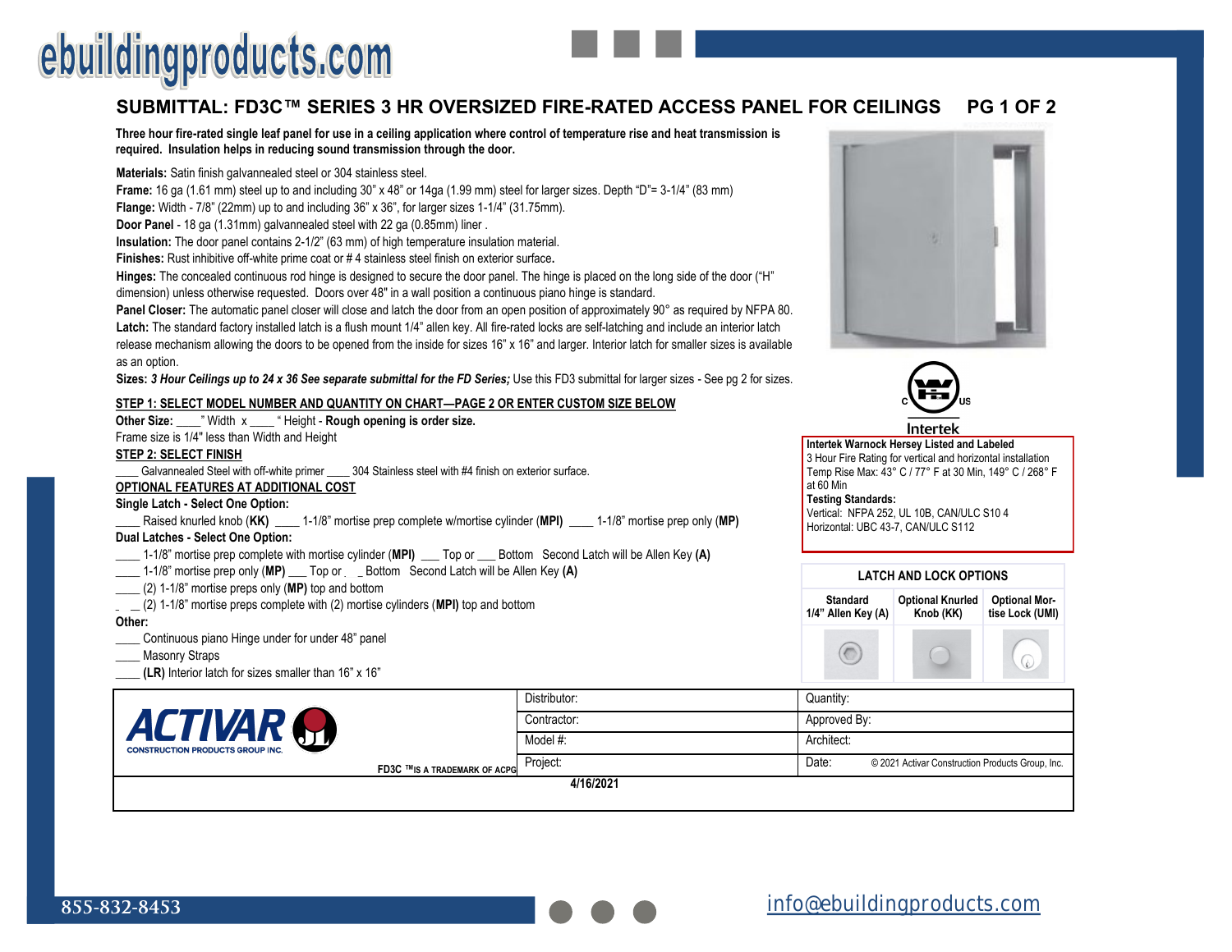## SUBMITTAL: FD3C™ SERIES 3 HR OVERSIZED FIRE-RATED ACCESS PANEL FOR CEILINGS PG 1 OF 2

**Three hour fire-rated single leaf panel for use in a ceiling application where control of temperature rise and heat transmission is required. Insulation helps in reducing sound transmission through the door.**

**Materials:** Satin finish galvannealed steel or 304 stainless steel.

**Frame:** 16 ga (1.61 mm) steel up to and including 30" x 48" or 14ga (1.99 mm) steel for larger sizes. Depth "D"= 3-1/4" (83 mm)

**Flange:** Width - 7/8" (22mm) up to and including 36" x 36", for larger sizes 1-1/4" (31.75mm).

**Door Panel** - 18 ga (1.31mm) galvannealed steel with 22 ga (0.85mm) liner .

**Insulation:** The door panel contains 2-1/2" (63 mm) of high temperature insulation material.

**Finishes:** Rust inhibitive off-white prime coat or # 4 stainless steel finish on exterior surface**.**

**Hinges:** The concealed continuous rod hinge is designed to secure the door panel. The hinge is placed on the long side of the door ("H" dimension) unless otherwise requested. Doors over 48" in a wall position a continuous piano hinge is standard.

**Panel Closer:** The automatic panel closer will close and latch the door from an open position of approximately 90° as required by NFPA 80.

**Latch:** The standard factory installed latch is a flush mount 1/4" allen key. All fire-rated locks are self-latching and include an interior latch release mechanism allowing the doors to be opened from the inside for sizes 16" x 16" and larger. Interior latch for smaller sizes is available as an option.

**Sizes:** ***3 Hour Ceilings up to 24 x 36 See separate submittal for the FD Series;*** Use this FD3 submittal for larger sizes - See pg 2 for sizes.

**Intertek Warnock Hersey Listed and Labeled**
3 Hour Fire Rating for vertical and horizontal installation
Temp Rise Max: 43° C / 77° F at 30 Min, 149° C / 268° F at 60 Min
**Testing Standards:**
Vertical: NFPA 252, UL 10B, CAN/ULC S10 4
Horizontal: UBC 43-7, CAN/ULC S112

### STEP 1: SELECT MODEL NUMBER AND QUANTITY ON CHART—PAGE 2 OR ENTER CUSTOM SIZE BELOW

**Other Size:** ____" Width x ____ " Height - **Rough opening is order size.**

Frame size is 1/4" less than Width and Height

### STEP 2: SELECT FINISH

____ Galvannealed Steel with off-white primer ____ 304 Stainless steel with #4 finish on exterior surface.

### OPTIONAL FEATURES AT ADDITIONAL COST

**Single Latch - Select One Option:**

____ Raised knurled knob (**KK**) ____ 1-1/8" mortise prep complete w/mortise cylinder (**MPI**) ____ 1-1/8" mortise prep only (**MP**)

**Dual Latches - Select One Option:**

____ 1-1/8" mortise prep complete with mortise cylinder (**MPI**) ___ Top or ___ Bottom Second Latch will be Allen Key **(A)**

____ 1-1/8" mortise prep only (**MP**) ___ Top or ___ Bottom Second Latch will be Allen Key **(A)**

____ (2) 1-1/8" mortise preps only (**MP**) top and bottom

____ (2) 1-1/8" mortise preps complete with (2) mortise cylinders (**MPI**) top and bottom

**Other:**

____ Continuous piano Hinge under for under 48" panel

____ Masonry Straps

____ **(LR)** Interior latch for sizes smaller than 16" x 16"

| LATCH AND LOCK OPTIONS | | |
|---|---|---|
| Standard 1/4" Allen Key (A) | Optional Knurled Knob (KK) | Optional Mortise Lock (UMI) |

| ACTIVAR CONSTRUCTION PRODUCTS GROUP INC. | Distributor: | Quantity: |
|---|---|---|
| | Contractor: | Approved By: |
| | Model #: | Architect: |
| FD3C ™IS A TRADEMARK OF ACPG | Project: | Date: © 2021 Activar Construction Products Group, Inc. |

4/16/2021

855-832-8453

info@ebuildingproducts.com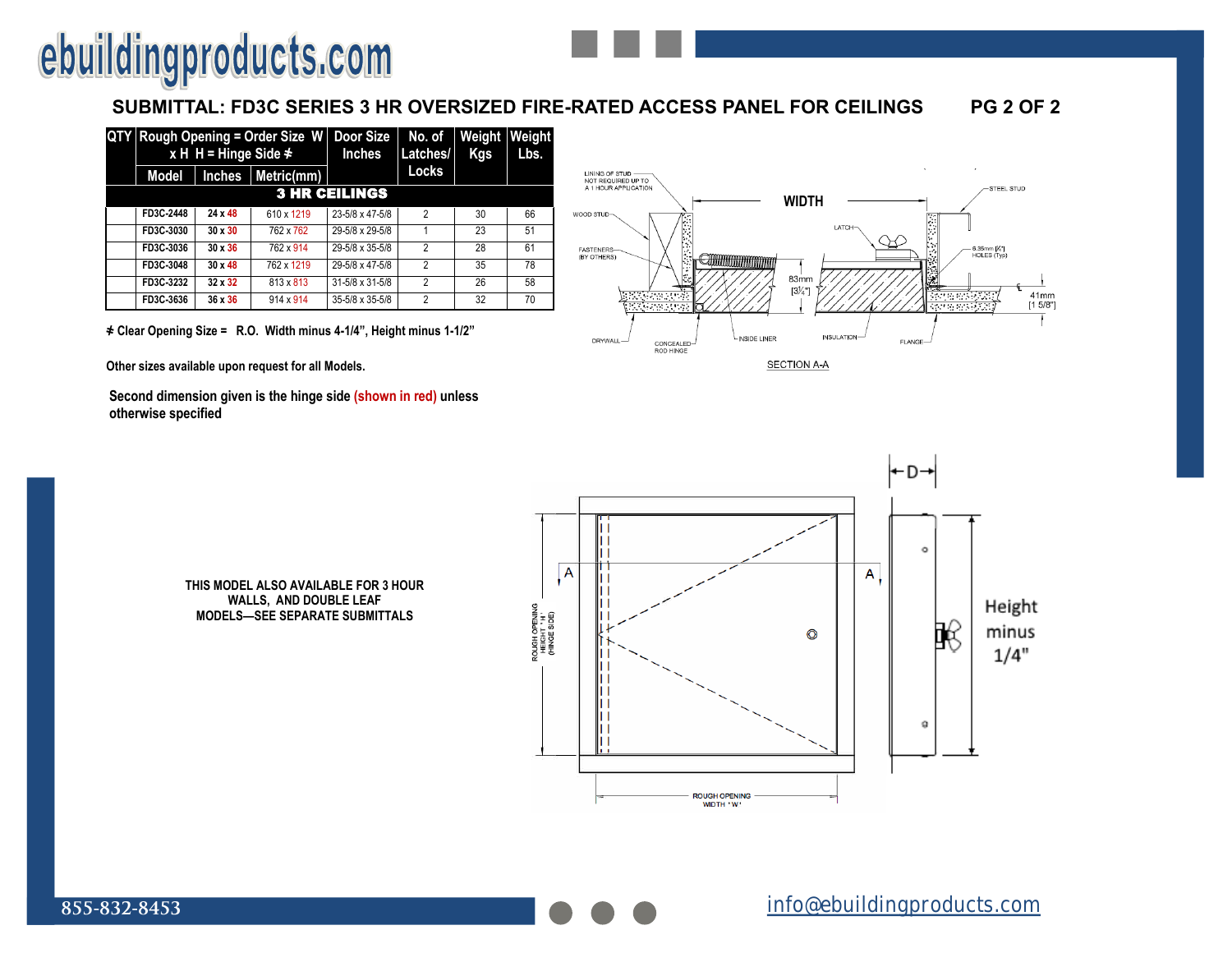# SUBMITTAL: FD3C SERIES 3 HR OVERSIZED FIRE-RATED ACCESS PANEL FOR CEILINGS

PG 2 OF 2

| QTY | Rough Opening = Order Size W x H H = Hinge Side ≠ | | | Door Size Inches | No. of Latches/ Locks | Weight Kgs | Weight Lbs. |
|---|---|---|---|---|---|---|---|
| | Model | Inches | Metric(mm) | | | | |
| | **3 HR CEILINGS** | | | | | | |
| | FD3C-2448 | 24 x 48 | 610 x 1219 | 23-5/8 x 47-5/8 | 2 | 30 | 66 |
| | FD3C-3030 | 30 x 30 | 762 x 762 | 29-5/8 x 29-5/8 | 1 | 23 | 51 |
| | FD3C-3036 | 30 x 36 | 762 x 914 | 29-5/8 x 35-5/8 | 2 | 28 | 61 |
| | FD3C-3048 | 30 x 48 | 762 x 1219 | 29-5/8 x 47-5/8 | 2 | 35 | 78 |
| | FD3C-3232 | 32 x 32 | 813 x 813 | 31-5/8 x 31-5/8 | 2 | 26 | 58 |
| | FD3C-3636 | 36 x 36 | 914 x 914 | 35-5/8 x 35-5/8 | 2 | 32 | 70 |

≠ Clear Opening Size = R.O. Width minus 4-1/4", Height minus 1-1/2"

Other sizes available upon request for all Models.

Second dimension given is the hinge side (shown in red) unless otherwise specified

LINING OF STUD NOT REQUIRED UP TO A 1 HOUR APPLICATION

WIDTH

STEEL STUD

WOOD STUD

LATCH

FASTENERS (BY OTHERS)

6.35mm [¼"] HOLES (Typ)

83mm [3¼"]

41mm [1 5/8"]

DRYWALL

CONCEALED ROD HINGE

INSIDE LINER

INSULATION

FLANGE

SECTION A-A

THIS MODEL ALSO AVAILABLE FOR 3 HOUR WALLS, AND DOUBLE LEAF MODELS—SEE SEPARATE SUBMITTALS

D

A

A

ROUGH OPENING HEIGHT "H" (HINGE SIDE)

Height minus 1/4"

ROUGH OPENING WIDTH "W"

855-832-8453

info@ebuildingproducts.com